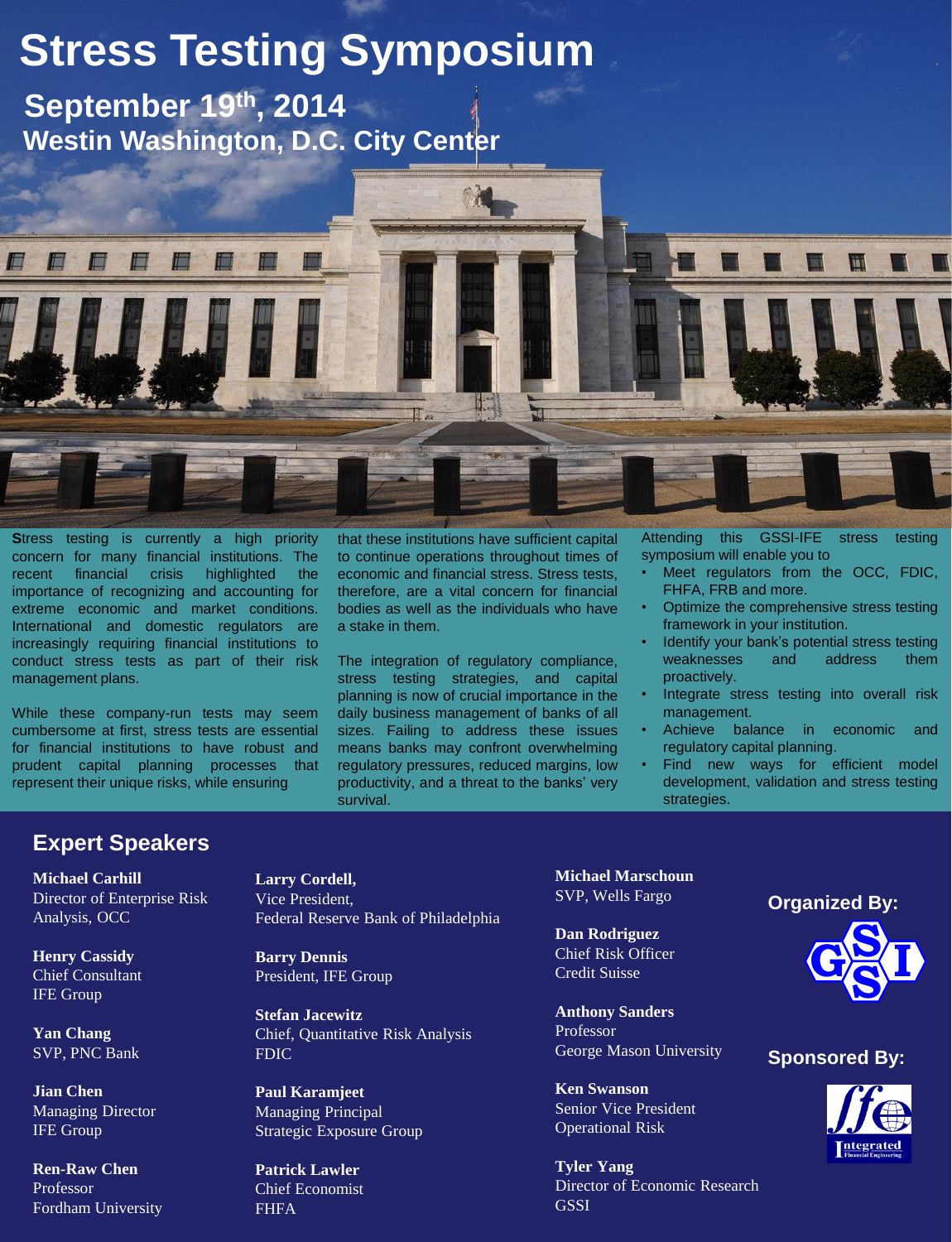# Stress Testing Symposium

## September 19th, 2014

## Westin Washington, D.C. City Center

**S**tress testing is currently a high priority concern for many financial institutions. The recent financial crisis highlighted the importance of recognizing and accounting for extreme economic and market conditions. International and domestic regulators are increasingly requiring financial institutions to conduct stress tests as part of their risk management plans.

While these company-run tests may seem cumbersome at first, stress tests are essential for financial institutions to have robust and prudent capital planning processes that represent their unique risks, while ensuring that these institutions have sufficient capital to continue operations throughout times of economic and financial stress. Stress tests, therefore, are a vital concern for financial bodies as well as the individuals who have a stake in them.

The integration of regulatory compliance, stress testing strategies, and capital planning is now of crucial importance in the daily business management of banks of all sizes. Failing to address these issues means banks may confront overwhelming regulatory pressures, reduced margins, low productivity, and a threat to the banks' very survival.

Attending this GSSI-IFE stress testing symposium will enable you to

- Meet regulators from the OCC, FDIC, FHFA, FRB and more.
- Optimize the comprehensive stress testing framework in your institution.
- Identify your bank's potential stress testing weaknesses and address them proactively.
- Integrate stress testing into overall risk management.
- Achieve balance in economic and regulatory capital planning.
- Find new ways for efficient model development, validation and stress testing strategies.

## Expert Speakers

**Michael Carhill**
Director of Enterprise Risk Analysis, OCC

**Henry Cassidy**
Chief Consultant
IFE Group

**Yan Chang**
SVP, PNC Bank

**Jian Chen**
Managing Director
IFE Group

**Ren-Raw Chen**
Professor
Fordham University

**Larry Cordell,**
Vice President,
Federal Reserve Bank of Philadelphia

**Barry Dennis**
President, IFE Group

**Stefan Jacewitz**
Chief, Quantitative Risk Analysis
FDIC

**Paul Karamjeet**
Managing Principal
Strategic Exposure Group

**Patrick Lawler**
Chief Economist
FHFA

**Michael Marschoun**
SVP, Wells Fargo

**Dan Rodriguez**
Chief Risk Officer
Credit Suisse

**Anthony Sanders**
Professor
George Mason University

**Ken Swanson**
Senior Vice President
Operational Risk

**Tyler Yang**
Director of Economic Research
GSSI

**Organized By:** GSSI

**Sponsored By:** Integrated Financial Engineering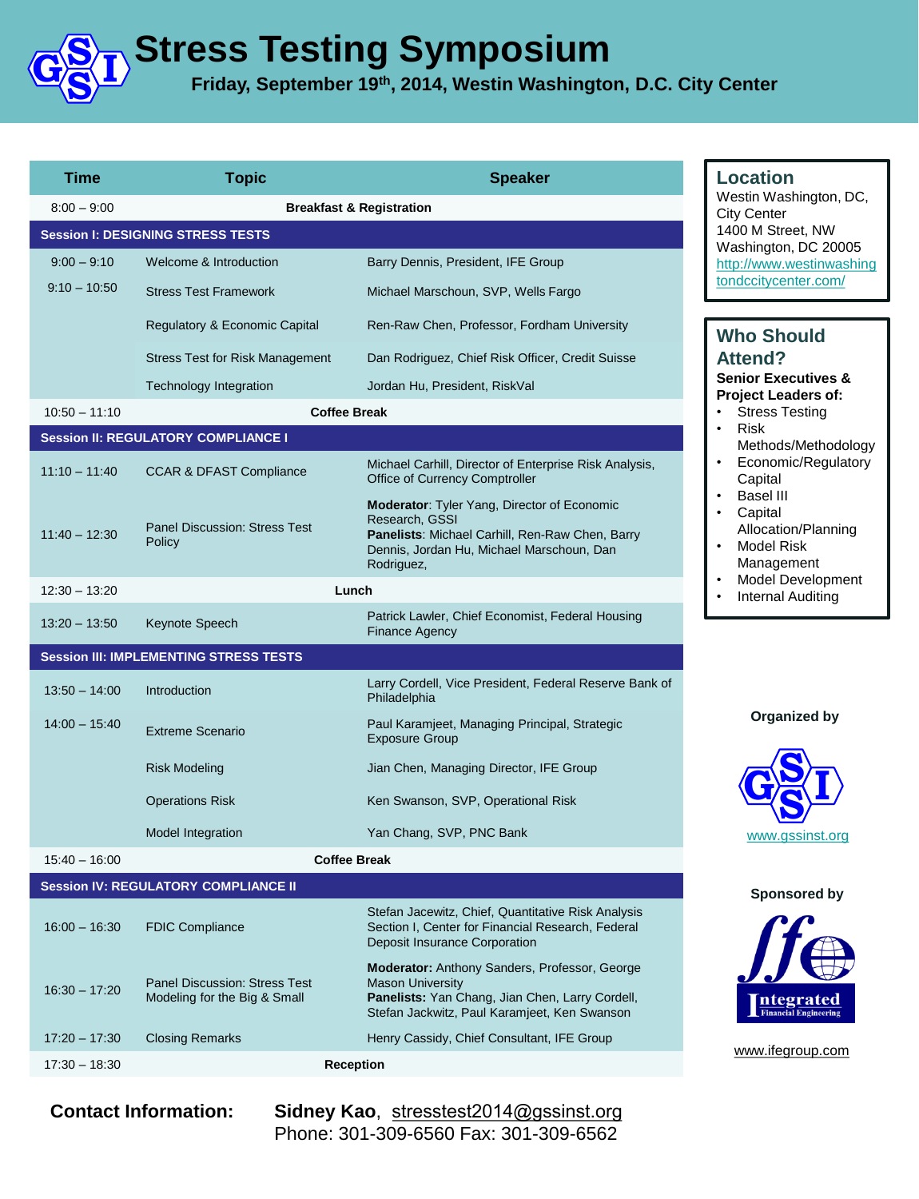# Stress Testing Symposium

**Friday, September 19th, 2014, Westin Washington, D.C. City Center**

| Time | Topic | Speaker |
|---|---|---|
| 8:00 – 9:00 | **Breakfast & Registration** | |
| **Session I: DESIGNING STRESS TESTS** | | |
| 9:00 – 9:10 | Welcome & Introduction | Barry Dennis, President, IFE Group |
| 9:10 – 10:50 | Stress Test Framework | Michael Marschoun, SVP, Wells Fargo |
| | Regulatory & Economic Capital | Ren-Raw Chen, Professor, Fordham University |
| | Stress Test for Risk Management | Dan Rodriguez, Chief Risk Officer, Credit Suisse |
| | Technology Integration | Jordan Hu, President, RiskVal |
| 10:50 – 11:10 | **Coffee Break** | |
| **Session II: REGULATORY COMPLIANCE I** | | |
| 11:10 – 11:40 | CCAR & DFAST Compliance | Michael Carhill, Director of Enterprise Risk Analysis, Office of Currency Comptroller |
| 11:40 – 12:30 | Panel Discussion: Stress Test Policy | **Moderator**: Tyler Yang, Director of Economic Research, GSSI **Panelists**: Michael Carhill, Ren-Raw Chen, Barry Dennis, Jordan Hu, Michael Marschoun, Dan Rodriguez, |
| 12:30 – 13:20 | **Lunch** | |
| 13:20 – 13:50 | Keynote Speech | Patrick Lawler, Chief Economist, Federal Housing Finance Agency |
| **Session III: IMPLEMENTING STRESS TESTS** | | |
| 13:50 – 14:00 | Introduction | Larry Cordell, Vice President, Federal Reserve Bank of Philadelphia |
| 14:00 – 15:40 | Extreme Scenario | Paul Karamjeet, Managing Principal, Strategic Exposure Group |
| | Risk Modeling | Jian Chen, Managing Director, IFE Group |
| | Operations Risk | Ken Swanson, SVP, Operational Risk |
| | Model Integration | Yan Chang, SVP, PNC Bank |
| 15:40 – 16:00 | **Coffee Break** | |
| **Session IV: REGULATORY COMPLIANCE II** | | |
| 16:00 – 16:30 | FDIC Compliance | Stefan Jacewitz, Chief, Quantitative Risk Analysis Section I, Center for Financial Research, Federal Deposit Insurance Corporation |
| 16:30 – 17:20 | Panel Discussion: Stress Test Modeling for the Big & Small | **Moderator:** Anthony Sanders, Professor, George Mason University **Panelists:** Yan Chang, Jian Chen, Larry Cordell, Stefan Jackwitz, Paul Karamjeet, Ken Swanson |
| 17:20 – 17:30 | Closing Remarks | Henry Cassidy, Chief Consultant, IFE Group |
| 17:30 – 18:30 | **Reception** | |

## Location

Westin Washington, DC, City Center
1400 M Street, NW
Washington, DC 20005
http://www.westinwashingtondccitycenter.com/

## Who Should Attend?

**Senior Executives & Project Leaders of:**

- Stress Testing
- Risk Methods/Methodology
- Economic/Regulatory Capital
- Basel III
- Capital Allocation/Planning
- Model Risk Management
- Model Development
- Internal Auditing

**Organized by**

GSSI
www.gssinst.org

**Sponsored by**

IFE Integrated Financial Engineering
www.ifegroup.com

**Contact Information:** **Sidney Kao**, stresstest2014@gssinst.org
Phone: 301-309-6560 Fax: 301-309-6562